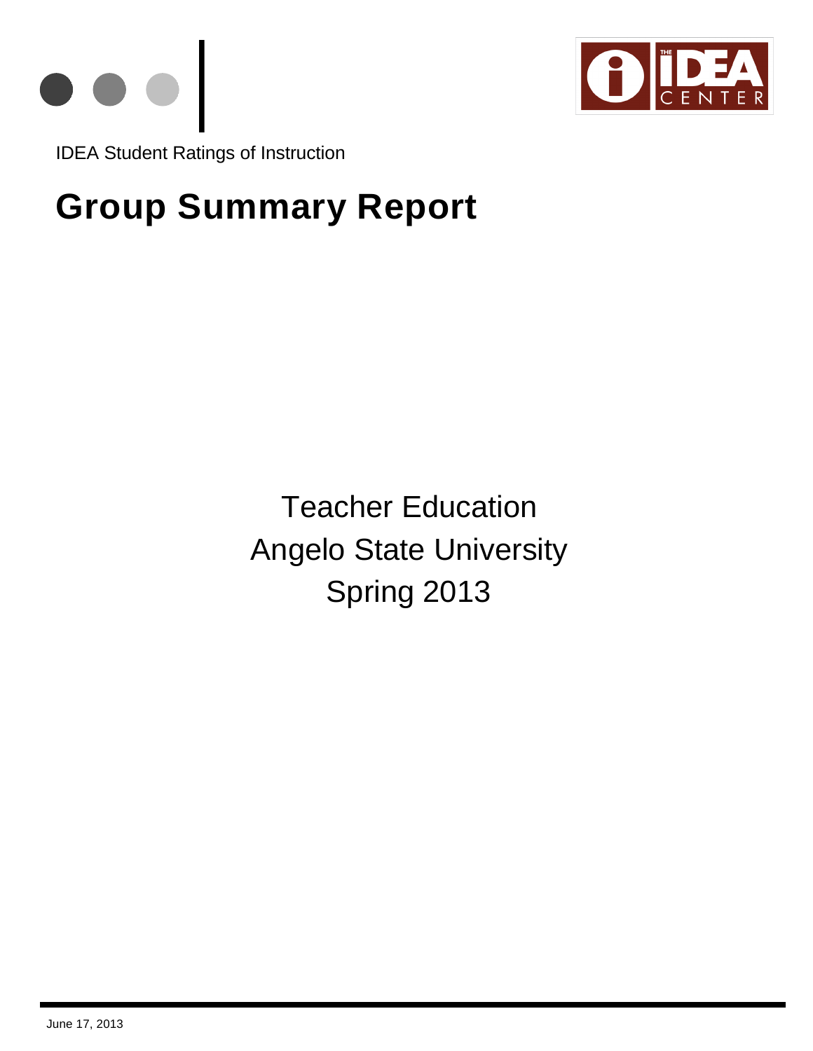IDEA Student Ratings of Instruction

# Group Summary Report

Teacher Education

Angelo State University

Spring 2013

June 17, 2013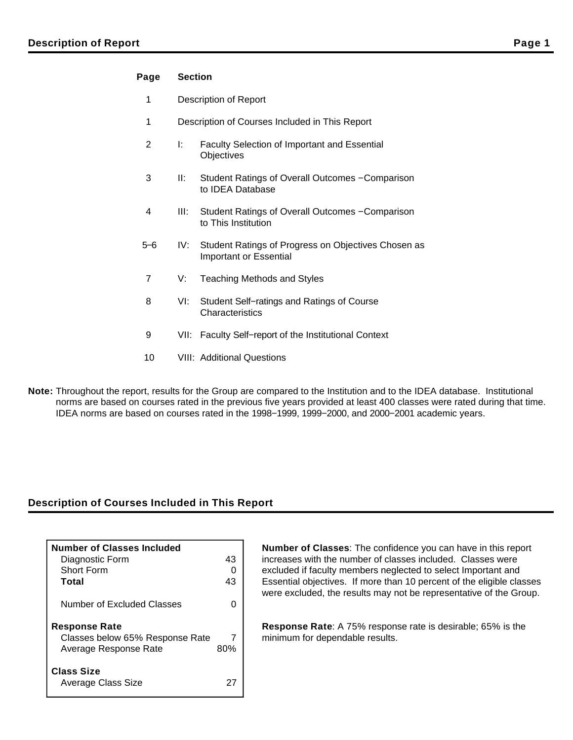## Description of Report

| Page | Section | |
|---|---|---|
| 1 | Description of Report | |
| 1 | Description of Courses Included in This Report | |
| 2 | I: | Faculty Selection of Important and Essential Objectives |
| 3 | II: | Student Ratings of Overall Outcomes −Comparison to IDEA Database |
| 4 | III: | Student Ratings of Overall Outcomes −Comparison to This Institution |
| 5–6 | IV: | Student Ratings of Progress on Objectives Chosen as Important or Essential |
| 7 | V: | Teaching Methods and Styles |
| 8 | VI: | Student Self−ratings and Ratings of Course Characteristics |
| 9 | VII: | Faculty Self−report of the Institutional Context |
| 10 | VIII: | Additional Questions |

**Note:** Throughout the report, results for the Group are compared to the Institution and to the IDEA database. Institutional norms are based on courses rated in the previous five years provided at least 400 classes were rated during that time. IDEA norms are based on courses rated in the 1998−1999, 1999−2000, and 2000−2001 academic years.

## Description of Courses Included in This Report

| | |
|---|---|
| **Number of Classes Included** | |
| Diagnostic Form | 43 |
| Short Form | 0 |
| **Total** | 43 |
| Number of Excluded Classes | 0 |
| **Response Rate** | |
| Classes below 65% Response Rate | 7 |
| Average Response Rate | 80% |
| **Class Size** | |
| Average Class Size | 27 |

**Number of Classes**: The confidence you can have in this report increases with the number of classes included. Classes were excluded if faculty members neglected to select Important and Essential objectives. If more than 10 percent of the eligible classes were excluded, the results may not be representative of the Group.

**Response Rate**: A 75% response rate is desirable; 65% is the minimum for dependable results.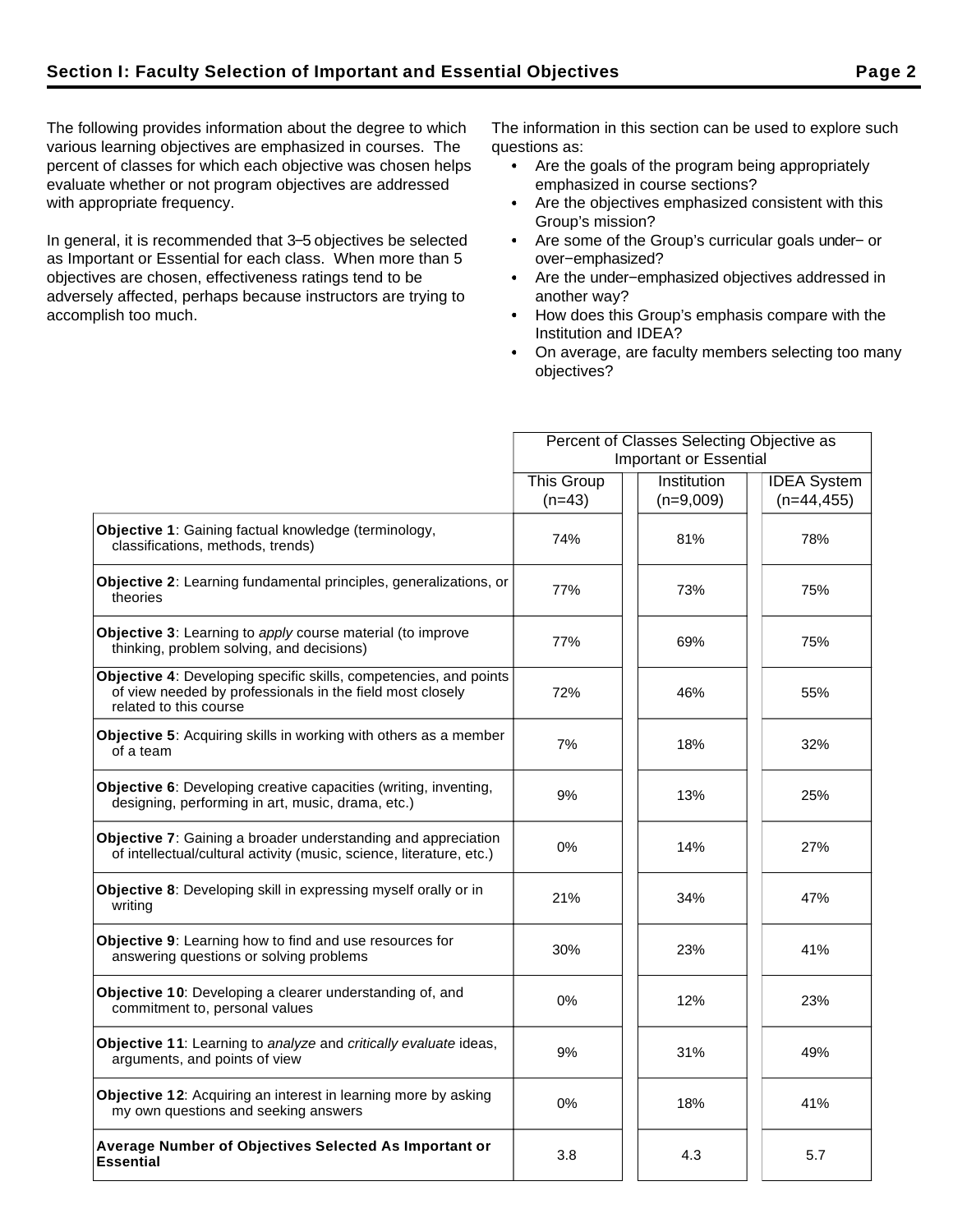## Section I: Faculty Selection of Important and Essential Objectives

The following provides information about the degree to which various learning objectives are emphasized in courses. The percent of classes for which each objective was chosen helps evaluate whether or not program objectives are addressed with appropriate frequency.

In general, it is recommended that 3–5 objectives be selected as Important or Essential for each class. When more than 5 objectives are chosen, effectiveness ratings tend to be adversely affected, perhaps because instructors are trying to accomplish too much.

The information in this section can be used to explore such questions as:

- Are the goals of the program being appropriately emphasized in course sections?
- Are the objectives emphasized consistent with this Group's mission?
- Are some of the Group's curricular goals under− or over−emphasized?
- Are the under−emphasized objectives addressed in another way?
- How does this Group's emphasis compare with the Institution and IDEA?
- On average, are faculty members selecting too many objectives?

| | Percent of Classes Selecting Objective as Important or Essential | | |
|---|---|---|---|
| | This Group (n=43) | Institution (n=9,009) | IDEA System (n=44,455) |
| **Objective 1**: Gaining factual knowledge (terminology, classifications, methods, trends) | 74% | 81% | 78% |
| **Objective 2**: Learning fundamental principles, generalizations, or theories | 77% | 73% | 75% |
| **Objective 3**: Learning to *apply* course material (to improve thinking, problem solving, and decisions) | 77% | 69% | 75% |
| **Objective 4**: Developing specific skills, competencies, and points of view needed by professionals in the field most closely related to this course | 72% | 46% | 55% |
| **Objective 5**: Acquiring skills in working with others as a member of a team | 7% | 18% | 32% |
| **Objective 6**: Developing creative capacities (writing, inventing, designing, performing in art, music, drama, etc.) | 9% | 13% | 25% |
| **Objective 7**: Gaining a broader understanding and appreciation of intellectual/cultural activity (music, science, literature, etc.) | 0% | 14% | 27% |
| **Objective 8**: Developing skill in expressing myself orally or in writing | 21% | 34% | 47% |
| **Objective 9**: Learning how to find and use resources for answering questions or solving problems | 30% | 23% | 41% |
| **Objective 10**: Developing a clearer understanding of, and commitment to, personal values | 0% | 12% | 23% |
| **Objective 11**: Learning to *analyze* and *critically evaluate* ideas, arguments, and points of view | 9% | 31% | 49% |
| **Objective 12**: Acquiring an interest in learning more by asking my own questions and seeking answers | 0% | 18% | 41% |
| **Average Number of Objectives Selected As Important or Essential** | 3.8 | 4.3 | 5.7 |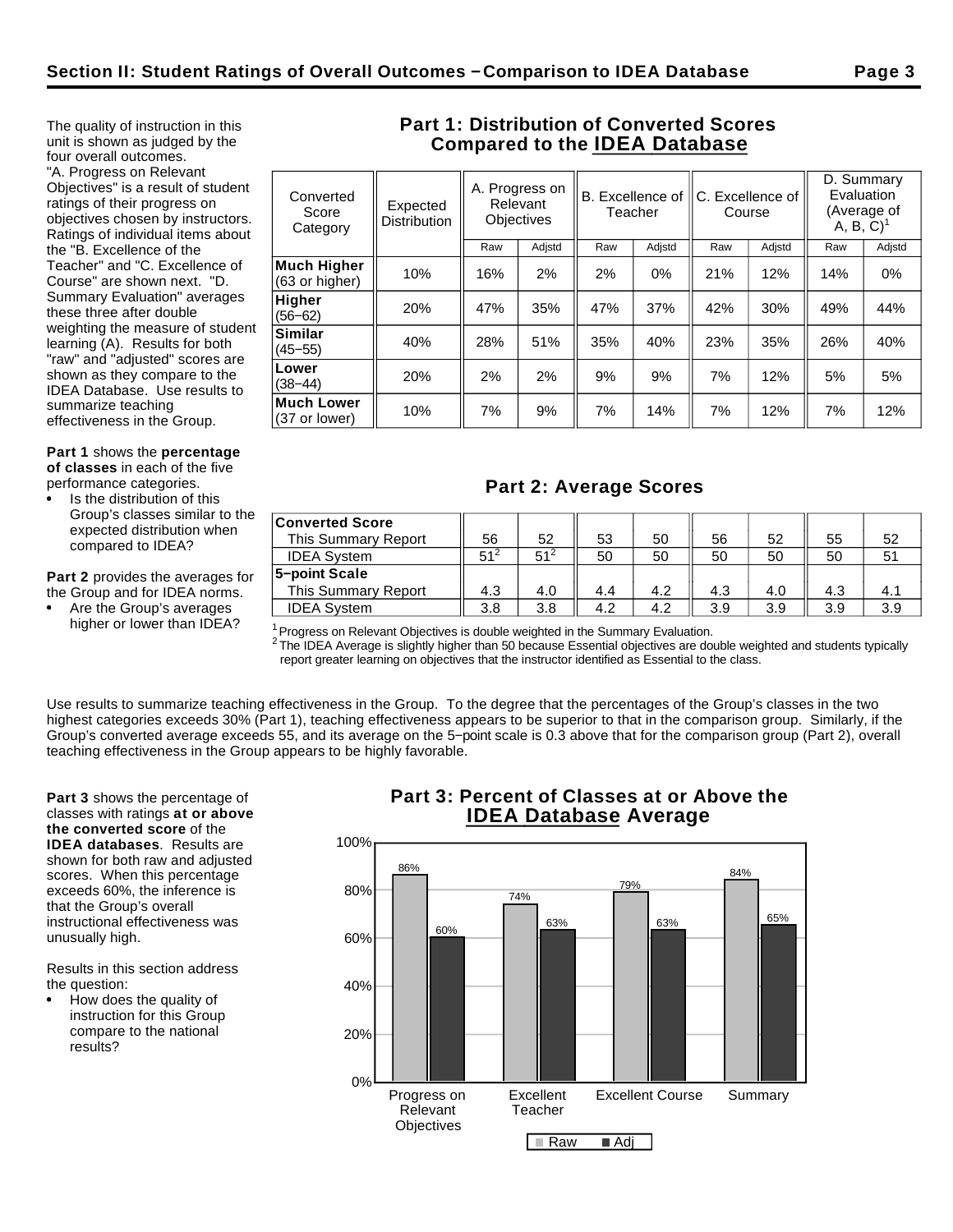## Section II: Student Ratings of Overall Outcomes − Comparison to IDEA Database

The quality of instruction in this unit is shown as judged by the four overall outcomes. "A. Progress on Relevant Objectives" is a result of student ratings of their progress on objectives chosen by instructors. Ratings of individual items about the "B. Excellence of the Teacher" and "C. Excellence of Course" are shown next. "D. Summary Evaluation" averages these three after double weighting the measure of student learning (A). Results for both "raw" and "adjusted" scores are shown as they compare to the IDEA Database. Use results to summarize teaching effectiveness in the Group.

**Part 1** shows the **percentage of classes** in each of the five performance categories.

- Is the distribution of this Group's classes similar to the expected distribution when compared to IDEA?

**Part 2** provides the averages for the Group and for IDEA norms.

- Are the Group's averages higher or lower than IDEA?

### Part 1: Distribution of Converted Scores Compared to the IDEA Database

| Converted Score Category | Expected Distribution | A. Progress on Relevant Objectives | | B. Excellence of Teacher | | C. Excellence of Course | | D. Summary Evaluation (Average of A, B, C)[1] | |
|---|---|---|---|---|---|---|---|---|---|
| | | Raw | Adjstd | Raw | Adjstd | Raw | Adjstd | Raw | Adjstd |
| **Much Higher** (63 or higher) | 10% | 16% | 2% | 2% | 0% | 21% | 12% | 14% | 0% |
| **Higher** (56−62) | 20% | 47% | 35% | 47% | 37% | 42% | 30% | 49% | 44% |
| **Similar** (45−55) | 40% | 28% | 51% | 35% | 40% | 23% | 35% | 26% | 40% |
| **Lower** (38−44) | 20% | 2% | 2% | 9% | 9% | 7% | 12% | 5% | 5% |
| **Much Lower** (37 or lower) | 10% | 7% | 9% | 7% | 14% | 7% | 12% | 7% | 12% |

### Part 2: Average Scores

| | A. Raw | A. Adjstd | B. Raw | B. Adjstd | C. Raw | C. Adjstd | D. Raw | D. Adjstd |
|---|---|---|---|---|---|---|---|---|
| **Converted Score** | | | | | | | | |
| This Summary Report | 56 | 52 | 53 | 50 | 56 | 52 | 55 | 52 |
| IDEA System | 51[2] | 51[2] | 50 | 50 | 50 | 50 | 50 | 51 |
| **5−point Scale** | | | | | | | | |
| This Summary Report | 4.3 | 4.0 | 4.4 | 4.2 | 4.3 | 4.0 | 4.3 | 4.1 |
| IDEA System | 3.8 | 3.8 | 4.2 | 4.2 | 3.9 | 3.9 | 3.9 | 3.9 |

[1] Progress on Relevant Objectives is double weighted in the Summary Evaluation.

[2] The IDEA Average is slightly higher than 50 because Essential objectives are double weighted and students typically report greater learning on objectives that the instructor identified as Essential to the class.

Use results to summarize teaching effectiveness in the Group. To the degree that the percentages of the Group's classes in the two highest categories exceeds 30% (Part 1), teaching effectiveness appears to be superior to that in the comparison group. Similarly, if the Group's converted average exceeds 55, and its average on the 5−point scale is 0.3 above that for the comparison group (Part 2), overall teaching effectiveness in the Group appears to be highly favorable.

**Part 3** shows the percentage of classes with ratings **at or above the converted score** of the **IDEA databases**. Results are shown for both raw and adjusted scores. When this percentage exceeds 60%, the inference is that the Group's overall instructional effectiveness was unusually high.

Results in this section address the question:

- How does the quality of instruction for this Group compare to the national results?

### Part 3: Percent of Classes at or Above the IDEA Database Average

| | Raw | Adj |
|---|---|---|
| Progress on Relevant Objectives | 86% | 60% |
| Excellent Teacher | 74% | 63% |
| Excellent Course | 79% | 63% |
| Summary | 84% | 65% |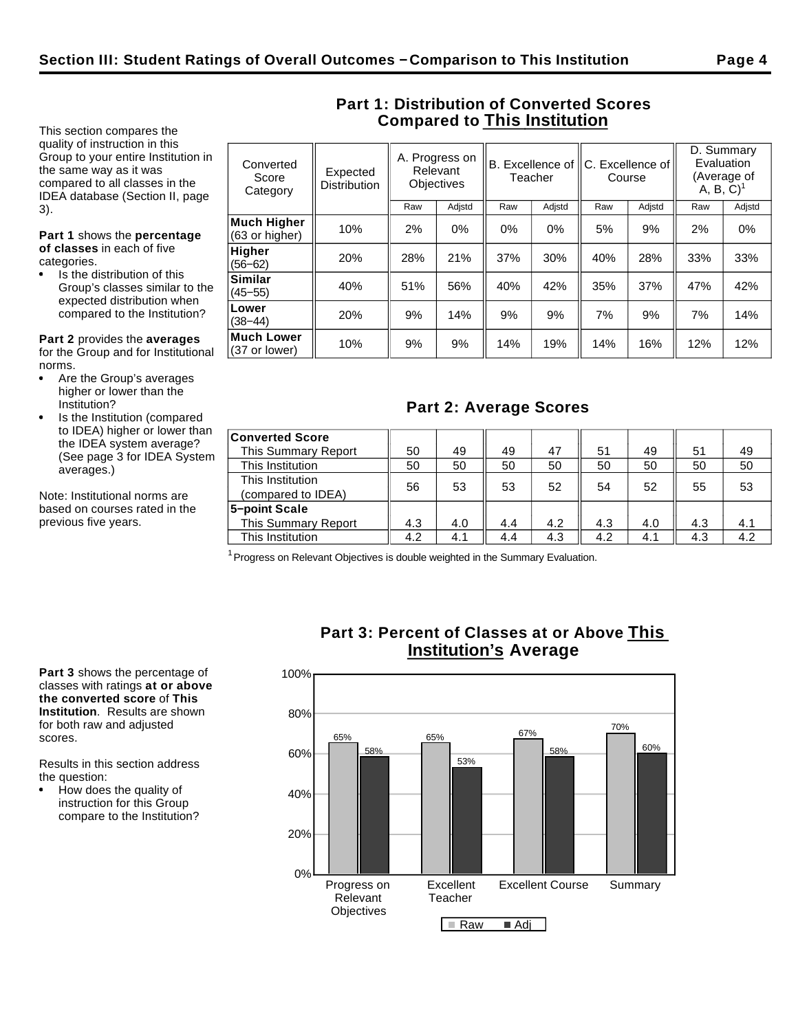# Section III: Student Ratings of Overall Outcomes – Comparison to This Institution

This section compares the quality of instruction in this Group to your entire Institution in the same way as it was compared to all classes in the IDEA database (Section II, page 3).

**Part 1** shows the **percentage of classes** in each of five categories.

- Is the distribution of this Group's classes similar to the expected distribution when compared to the Institution?

**Part 2** provides the **averages** for the Group and for Institutional norms.

- Are the Group's averages higher or lower than the Institution?
- Is the Institution (compared to IDEA) higher or lower than the IDEA system average? (See page 3 for IDEA System averages.)

Note: Institutional norms are based on courses rated in the previous five years.

## Part 1: Distribution of Converted Scores Compared to This Institution

| Converted Score Category | Expected Distribution | A. Progress on Relevant Objectives | | B. Excellence of Teacher | | C. Excellence of Course | | D. Summary Evaluation (Average of A, B, C)[1] | |
|---|---|---|---|---|---|---|---|---|---|
| | | Raw | Adjstd | Raw | Adjstd | Raw | Adjstd | Raw | Adjstd |
| **Much Higher** (63 or higher) | 10% | 2% | 0% | 0% | 0% | 5% | 9% | 2% | 0% |
| **Higher** (56−62) | 20% | 28% | 21% | 37% | 30% | 40% | 28% | 33% | 33% |
| **Similar** (45−55) | 40% | 51% | 56% | 40% | 42% | 35% | 37% | 47% | 42% |
| **Lower** (38−44) | 20% | 9% | 14% | 9% | 9% | 7% | 9% | 7% | 14% |
| **Much Lower** (37 or lower) | 10% | 9% | 9% | 14% | 19% | 14% | 16% | 12% | 12% |

## Part 2: Average Scores

| | A. Raw | A. Adjstd | B. Raw | B. Adjstd | C. Raw | C. Adjstd | D. Raw | D. Adjstd |
|---|---|---|---|---|---|---|---|---|
| **Converted Score** | | | | | | | | |
| This Summary Report | 50 | 49 | 49 | 47 | 51 | 49 | 51 | 49 |
| This Institution | 50 | 50 | 50 | 50 | 50 | 50 | 50 | 50 |
| This Institution (compared to IDEA) | 56 | 53 | 53 | 52 | 54 | 52 | 55 | 53 |
| **5−point Scale** | | | | | | | | |
| This Summary Report | 4.3 | 4.0 | 4.4 | 4.2 | 4.3 | 4.0 | 4.3 | 4.1 |
| This Institution | 4.2 | 4.1 | 4.4 | 4.3 | 4.2 | 4.1 | 4.3 | 4.2 |

[1] Progress on Relevant Objectives is double weighted in the Summary Evaluation.

**Part 3** shows the percentage of classes with ratings **at or above the converted score** of **This Institution**. Results are shown for both raw and adjusted scores.

Results in this section address the question:

- How does the quality of instruction for this Group compare to the Institution?

## Part 3: Percent of Classes at or Above This Institution's Average

| | Raw | Adj |
|---|---|---|
| Progress on Relevant Objectives | 65% | 58% |
| Excellent Teacher | 65% | 53% |
| Excellent Course | 67% | 58% |
| Summary | 70% | 60% |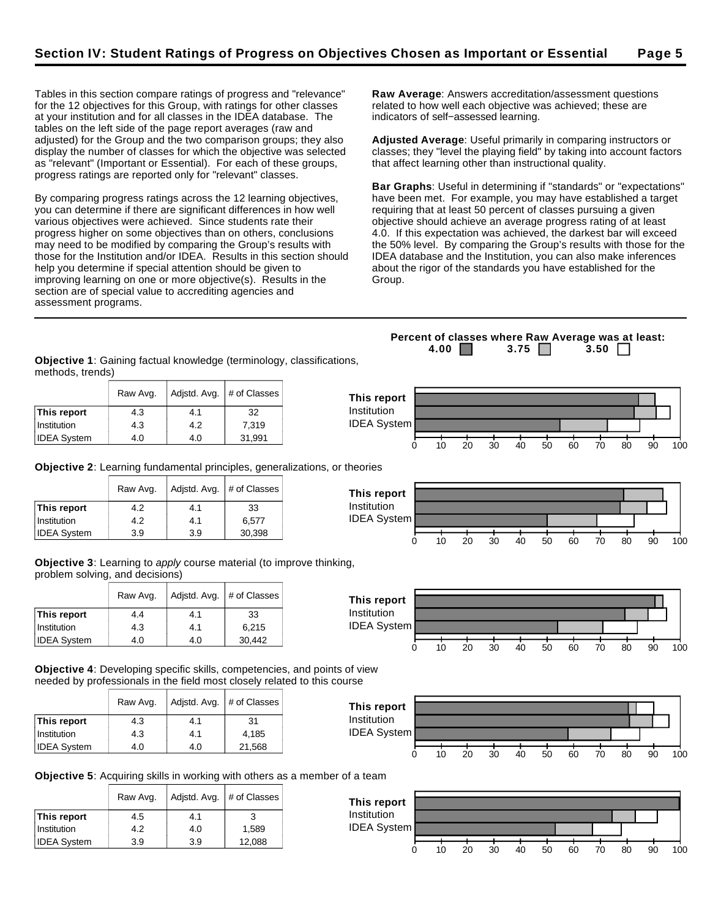## Section IV: Student Ratings of Progress on Objectives Chosen as Important or Essential

Tables in this section compare ratings of progress and "relevance" for the 12 objectives for this Group, with ratings for other classes at your institution and for all classes in the IDEA database. The tables on the left side of the page report averages (raw and adjusted) for the Group and the two comparison groups; they also display the number of classes for which the objective was selected as "relevant" (Important or Essential). For each of these groups, progress ratings are reported only for "relevant" classes.

By comparing progress ratings across the 12 learning objectives, you can determine if there are significant differences in how well various objectives were achieved. Since students rate their progress higher on some objectives than on others, conclusions may need to be modified by comparing the Group's results with those for the Institution and/or IDEA. Results in this section should help you determine if special attention should be given to improving learning on one or more objective(s). Results in the section are of special value to accrediting agencies and assessment programs.

**Raw Average**: Answers accreditation/assessment questions related to how well each objective was achieved; these are indicators of self−assessed learning.

**Adjusted Average**: Useful primarily in comparing instructors or classes; they "level the playing field" by taking into account factors that affect learning other than instructional quality.

**Bar Graphs**: Useful in determining if "standards" or "expectations" have been met. For example, you may have established a target requiring that at least 50 percent of classes pursuing a given objective should achieve an average progress rating of at least 4.0. If this expectation was achieved, the darkest bar will exceed the 50% level. By comparing the Group's results with those for the IDEA database and the Institution, you can also make inferences about the rigor of the standards you have established for the Group.

**Percent of classes where Raw Average was at least: 4.00 / 3.75 / 3.50**

**Objective 1**: Gaining factual knowledge (terminology, classifications, methods, trends)

| | Raw Avg. | Adjstd. Avg. | # of Classes |
|---|---|---|---|
| **This report** | 4.3 | 4.1 | 32 |
| Institution | 4.3 | 4.2 | 7,319 |
| IDEA System | 4.0 | 4.0 | 31,991 |

**Objective 2**: Learning fundamental principles, generalizations, or theories

| | Raw Avg. | Adjstd. Avg. | # of Classes |
|---|---|---|---|
| **This report** | 4.2 | 4.1 | 33 |
| Institution | 4.2 | 4.1 | 6,577 |
| IDEA System | 3.9 | 3.9 | 30,398 |

**Objective 3**: Learning to *apply* course material (to improve thinking, problem solving, and decisions)

| | Raw Avg. | Adjstd. Avg. | # of Classes |
|---|---|---|---|
| **This report** | 4.4 | 4.1 | 33 |
| Institution | 4.3 | 4.1 | 6,215 |
| IDEA System | 4.0 | 4.0 | 30,442 |

**Objective 4**: Developing specific skills, competencies, and points of view needed by professionals in the field most closely related to this course

| | Raw Avg. | Adjstd. Avg. | # of Classes |
|---|---|---|---|
| **This report** | 4.3 | 4.1 | 31 |
| Institution | 4.3 | 4.1 | 4,185 |
| IDEA System | 4.0 | 4.0 | 21,568 |

**Objective 5**: Acquiring skills in working with others as a member of a team

| | Raw Avg. | Adjstd. Avg. | # of Classes |
|---|---|---|---|
| **This report** | 4.5 | 4.1 | 3 |
| Institution | 4.2 | 4.0 | 1,589 |
| IDEA System | 3.9 | 3.9 | 12,088 |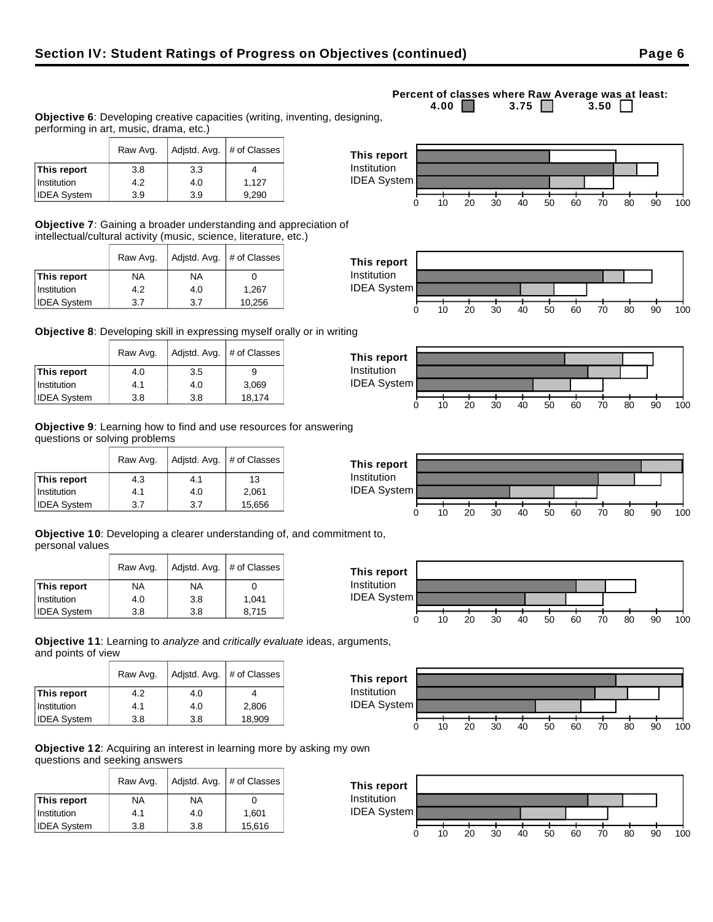## Section IV: Student Ratings of Progress on Objectives (continued)

Percent of classes where Raw Average was at least: 4.00 ■ 3.75 ■ 3.50 □

**Objective 6**: Developing creative capacities (writing, inventing, designing, performing in art, music, drama, etc.)

| | Raw Avg. | Adjstd. Avg. | # of Classes |
|---|---|---|---|
| **This report** | 3.8 | 3.3 | 4 |
| Institution | 4.2 | 4.0 | 1,127 |
| IDEA System | 3.9 | 3.9 | 9,290 |

**Objective 7**: Gaining a broader understanding and appreciation of intellectual/cultural activity (music, science, literature, etc.)

| | Raw Avg. | Adjstd. Avg. | # of Classes |
|---|---|---|---|
| **This report** | NA | NA | 0 |
| Institution | 4.2 | 4.0 | 1,267 |
| IDEA System | 3.7 | 3.7 | 10,256 |

**Objective 8**: Developing skill in expressing myself orally or in writing

| | Raw Avg. | Adjstd. Avg. | # of Classes |
|---|---|---|---|
| **This report** | 4.0 | 3.5 | 9 |
| Institution | 4.1 | 4.0 | 3,069 |
| IDEA System | 3.8 | 3.8 | 18,174 |

**Objective 9**: Learning how to find and use resources for answering questions or solving problems

| | Raw Avg. | Adjstd. Avg. | # of Classes |
|---|---|---|---|
| **This report** | 4.3 | 4.1 | 13 |
| Institution | 4.1 | 4.0 | 2,061 |
| IDEA System | 3.7 | 3.7 | 15,656 |

**Objective 10**: Developing a clearer understanding of, and commitment to, personal values

| | Raw Avg. | Adjstd. Avg. | # of Classes |
|---|---|---|---|
| **This report** | NA | NA | 0 |
| Institution | 4.0 | 3.8 | 1,041 |
| IDEA System | 3.8 | 3.8 | 8,715 |

**Objective 11**: Learning to *analyze* and *critically evaluate* ideas, arguments, and points of view

| | Raw Avg. | Adjstd. Avg. | # of Classes |
|---|---|---|---|
| **This report** | 4.2 | 4.0 | 4 |
| Institution | 4.1 | 4.0 | 2,806 |
| IDEA System | 3.8 | 3.8 | 18,909 |

**Objective 12**: Acquiring an interest in learning more by asking my own questions and seeking answers

| | Raw Avg. | Adjstd. Avg. | # of Classes |
|---|---|---|---|
| **This report** | NA | NA | 0 |
| Institution | 4.1 | 4.0 | 1,601 |
| IDEA System | 3.8 | 3.8 | 15,616 |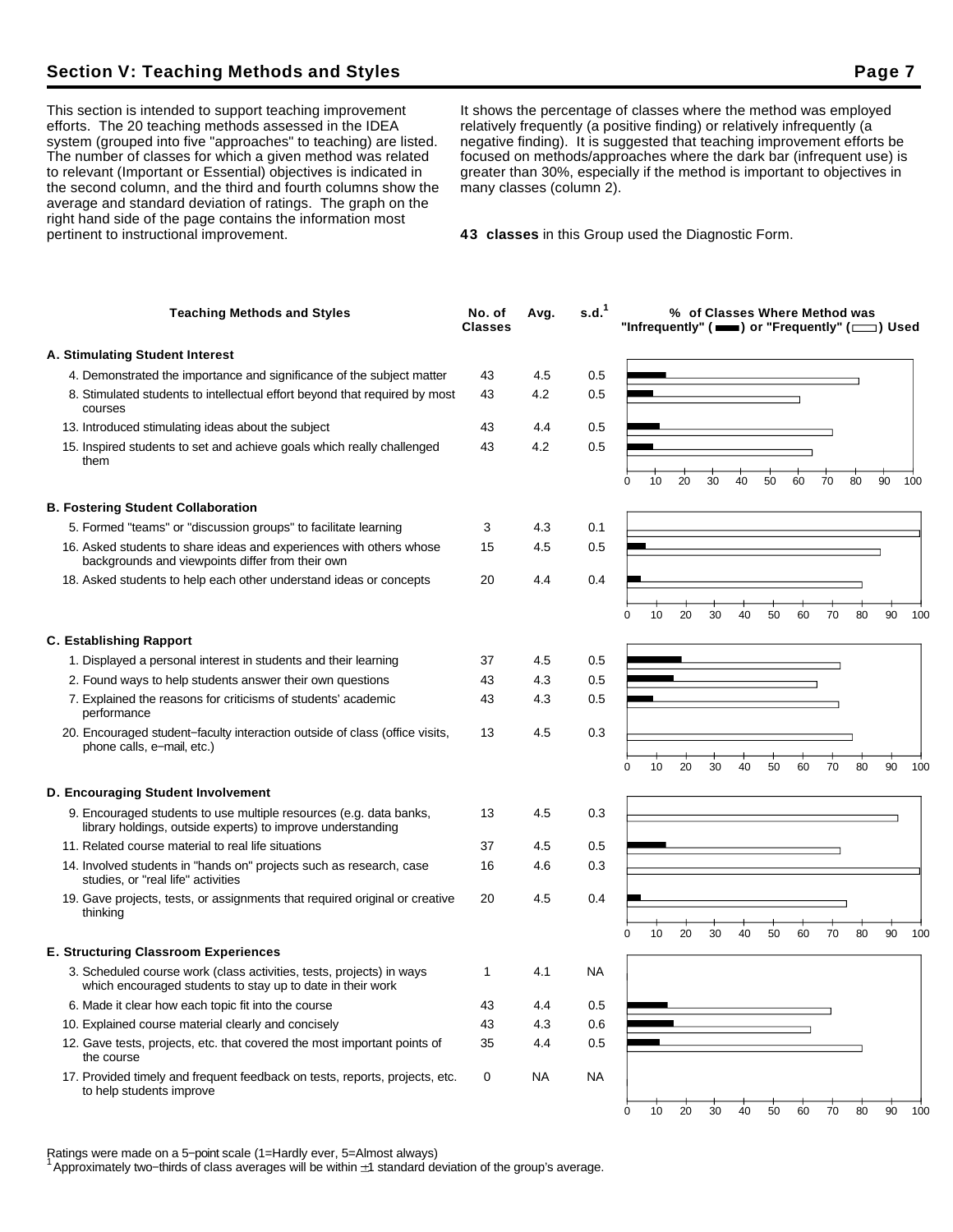## Section V: Teaching Methods and Styles

This section is intended to support teaching improvement efforts. The 20 teaching methods assessed in the IDEA system (grouped into five "approaches" to teaching) are listed. The number of classes for which a given method was related to relevant (Important or Essential) objectives is indicated in the second column, and the third and fourth columns show the average and standard deviation of ratings. The graph on the right hand side of the page contains the information most pertinent to instructional improvement.

It shows the percentage of classes where the method was employed relatively frequently (a positive finding) or relatively infrequently (a negative finding). It is suggested that teaching improvement efforts be focused on methods/approaches where the dark bar (infrequent use) is greater than 30%, especially if the method is important to objectives in many classes (column 2).

**43 classes** in this Group used the Diagnostic Form.

| Teaching Methods and Styles | No. of Classes | Avg. | s.d.[1] |
|---|---|---|---|
| **A. Stimulating Student Interest** | | | |
| 4. Demonstrated the importance and significance of the subject matter | 43 | 4.5 | 0.5 |
| 8. Stimulated students to intellectual effort beyond that required by most courses | 43 | 4.2 | 0.5 |
| 13. Introduced stimulating ideas about the subject | 43 | 4.4 | 0.5 |
| 15. Inspired students to set and achieve goals which really challenged them | 43 | 4.2 | 0.5 |
| **B. Fostering Student Collaboration** | | | |
| 5. Formed "teams" or "discussion groups" to facilitate learning | 3 | 4.3 | 0.1 |
| 16. Asked students to share ideas and experiences with others whose backgrounds and viewpoints differ from their own | 15 | 4.5 | 0.5 |
| 18. Asked students to help each other understand ideas or concepts | 20 | 4.4 | 0.4 |
| **C. Establishing Rapport** | | | |
| 1. Displayed a personal interest in students and their learning | 37 | 4.5 | 0.5 |
| 2. Found ways to help students answer their own questions | 43 | 4.3 | 0.5 |
| 7. Explained the reasons for criticisms of students' academic performance | 43 | 4.3 | 0.5 |
| 20. Encouraged student−faculty interaction outside of class (office visits, phone calls, e−mail, etc.) | 13 | 4.5 | 0.3 |
| **D. Encouraging Student Involvement** | | | |
| 9. Encouraged students to use multiple resources (e.g. data banks, library holdings, outside experts) to improve understanding | 13 | 4.5 | 0.3 |
| 11. Related course material to real life situations | 37 | 4.5 | 0.5 |
| 14. Involved students in "hands on" projects such as research, case studies, or "real life" activities | 16 | 4.6 | 0.3 |
| 19. Gave projects, tests, or assignments that required original or creative thinking | 20 | 4.5 | 0.4 |
| **E. Structuring Classroom Experiences** | | | |
| 3. Scheduled course work (class activities, tests, projects) in ways which encouraged students to stay up to date in their work | 1 | 4.1 | NA |
| 6. Made it clear how each topic fit into the course | 43 | 4.4 | 0.5 |
| 10. Explained course material clearly and concisely | 43 | 4.3 | 0.6 |
| 12. Gave tests, projects, etc. that covered the most important points of the course | 35 | 4.4 | 0.5 |
| 17. Provided timely and frequent feedback on tests, reports, projects, etc. to help students improve | 0 | NA | NA |

**% of Classes Where Method was "Infrequently" (dark bar) or "Frequently" (open bar) Used** (scale 0–100)

Ratings were made on a 5−point scale (1=Hardly ever, 5=Almost always)

[1] Approximately two−thirds of class averages will be within ±1 standard deviation of the group's average.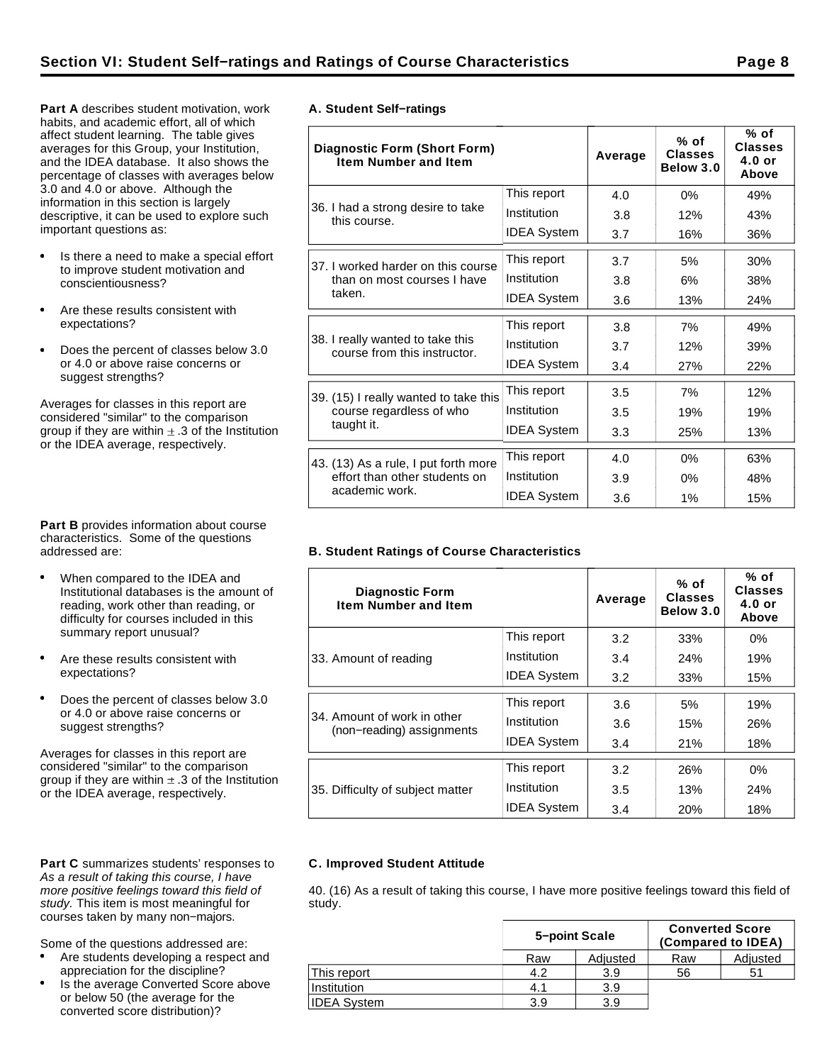## Section VI: Student Self−ratings and Ratings of Course Characteristics

**Part A** describes student motivation, work habits, and academic effort, all of which affect student learning. The table gives averages for this Group, your Institution, and the IDEA database. It also shows the percentage of classes with averages below 3.0 and 4.0 or above. Although the information in this section is largely descriptive, it can be used to explore such important questions as:

- Is there a need to make a special effort to improve student motivation and conscientiousness?
- Are these results consistent with expectations?
- Does the percent of classes below 3.0 or 4.0 or above raise concerns or suggest strengths?

Averages for classes in this report are considered "similar" to the comparison group if they are within ± .3 of the Institution or the IDEA average, respectively.

### A. Student Self−ratings

| Diagnostic Form (Short Form) Item Number and Item | | Average | % of Classes Below 3.0 | % of Classes 4.0 or Above |
|---|---|---|---|---|
| 36. I had a strong desire to take this course. | This report | 4.0 | 0% | 49% |
| | Institution | 3.8 | 12% | 43% |
| | IDEA System | 3.7 | 16% | 36% |
| 37. I worked harder on this course than on most courses I have taken. | This report | 3.7 | 5% | 30% |
| | Institution | 3.8 | 6% | 38% |
| | IDEA System | 3.6 | 13% | 24% |
| 38. I really wanted to take this course from this instructor. | This report | 3.8 | 7% | 49% |
| | Institution | 3.7 | 12% | 39% |
| | IDEA System | 3.4 | 27% | 22% |
| 39. (15) I really wanted to take this course regardless of who taught it. | This report | 3.5 | 7% | 12% |
| | Institution | 3.5 | 19% | 19% |
| | IDEA System | 3.3 | 25% | 13% |
| 43. (13) As a rule, I put forth more effort than other students on academic work. | This report | 4.0 | 0% | 63% |
| | Institution | 3.9 | 0% | 48% |
| | IDEA System | 3.6 | 1% | 15% |

**Part B** provides information about course characteristics. Some of the questions addressed are:

- When compared to the IDEA and Institutional databases is the amount of reading, work other than reading, or difficulty for courses included in this summary report unusual?
- Are these results consistent with expectations?
- Does the percent of classes below 3.0 or 4.0 or above raise concerns or suggest strengths?

Averages for classes in this report are considered "similar" to the comparison group if they are within ± .3 of the Institution or the IDEA average, respectively.

### B. Student Ratings of Course Characteristics

| Diagnostic Form Item Number and Item | | Average | % of Classes Below 3.0 | % of Classes 4.0 or Above |
|---|---|---|---|---|
| 33. Amount of reading | This report | 3.2 | 33% | 0% |
| | Institution | 3.4 | 24% | 19% |
| | IDEA System | 3.2 | 33% | 15% |
| 34. Amount of work in other (non−reading) assignments | This report | 3.6 | 5% | 19% |
| | Institution | 3.6 | 15% | 26% |
| | IDEA System | 3.4 | 21% | 18% |
| 35. Difficulty of subject matter | This report | 3.2 | 26% | 0% |
| | Institution | 3.5 | 13% | 24% |
| | IDEA System | 3.4 | 20% | 18% |

**Part C** summarizes students' responses to *As a result of taking this course, I have more positive feelings toward this field of study.* This item is most meaningful for courses taken by many non−majors.

Some of the questions addressed are:

- Are students developing a respect and appreciation for the discipline?
- Is the average Converted Score above or below 50 (the average for the converted score distribution)?

### C. Improved Student Attitude

40. (16) As a result of taking this course, I have more positive feelings toward this field of study.

| | 5−point Scale | | Converted Score (Compared to IDEA) | |
|---|---|---|---|---|
| | Raw | Adjusted | Raw | Adjusted |
| This report | 4.2 | 3.9 | 56 | 51 |
| Institution | 4.1 | 3.9 | | |
| IDEA System | 3.9 | 3.9 | | |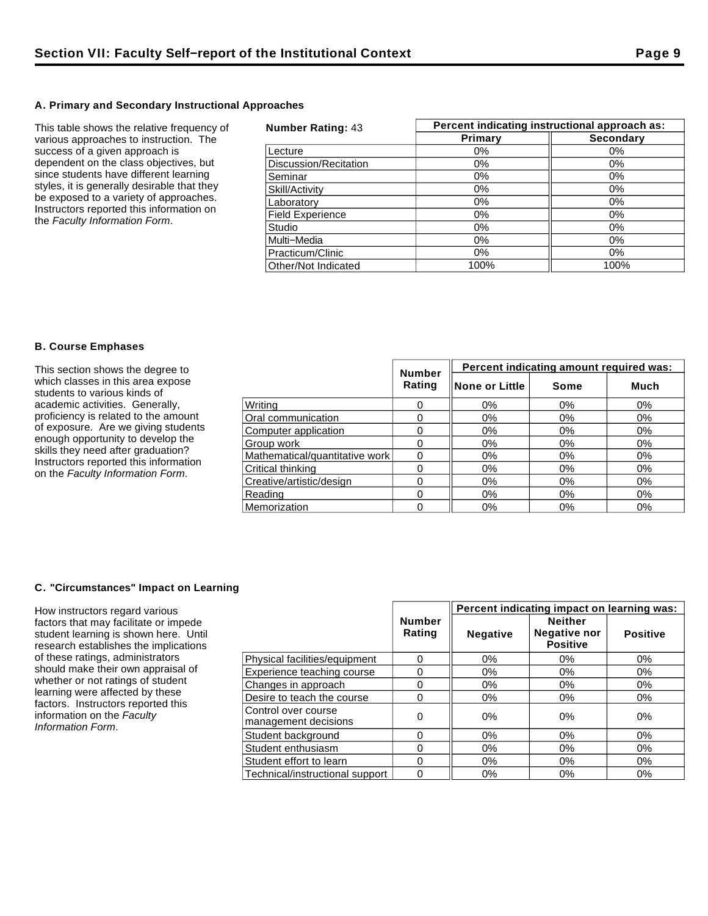## Section VII: Faculty Self–report of the Institutional Context

### A. Primary and Secondary Instructional Approaches

This table shows the relative frequency of various approaches to instruction. The success of a given approach is dependent on the class objectives, but since students have different learning styles, it is generally desirable that they be exposed to a variety of approaches. Instructors reported this information on the *Faculty Information Form*.

| **Number Rating:** 43 | Percent indicating instructional approach as: | |
|---|---|---|
| | **Primary** | **Secondary** |
| Lecture | 0% | 0% |
| Discussion/Recitation | 0% | 0% |
| Seminar | 0% | 0% |
| Skill/Activity | 0% | 0% |
| Laboratory | 0% | 0% |
| Field Experience | 0% | 0% |
| Studio | 0% | 0% |
| Multi–Media | 0% | 0% |
| Practicum/Clinic | 0% | 0% |
| Other/Not Indicated | 100% | 100% |

### B. Course Emphases

This section shows the degree to which classes in this area expose students to various kinds of academic activities. Generally, proficiency is related to the amount of exposure. Are we giving students enough opportunity to develop the skills they need after graduation? Instructors reported this information on the *Faculty Information Form*.

| | Number Rating | Percent indicating amount required was: | | |
|---|---|---|---|---|
| | | **None or Little** | **Some** | **Much** |
| Writing | 0 | 0% | 0% | 0% |
| Oral communication | 0 | 0% | 0% | 0% |
| Computer application | 0 | 0% | 0% | 0% |
| Group work | 0 | 0% | 0% | 0% |
| Mathematical/quantitative work | 0 | 0% | 0% | 0% |
| Critical thinking | 0 | 0% | 0% | 0% |
| Creative/artistic/design | 0 | 0% | 0% | 0% |
| Reading | 0 | 0% | 0% | 0% |
| Memorization | 0 | 0% | 0% | 0% |

### C. "Circumstances" Impact on Learning

How instructors regard various factors that may facilitate or impede student learning is shown here. Until research establishes the implications of these ratings, administrators should make their own appraisal of whether or not ratings of student learning were affected by these factors. Instructors reported this information on the *Faculty Information Form*.

| | Number Rating | Percent indicating impact on learning was: | | |
|---|---|---|---|---|
| | | **Negative** | **Neither Negative nor Positive** | **Positive** |
| Physical facilities/equipment | 0 | 0% | 0% | 0% |
| Experience teaching course | 0 | 0% | 0% | 0% |
| Changes in approach | 0 | 0% | 0% | 0% |
| Desire to teach the course | 0 | 0% | 0% | 0% |
| Control over course management decisions | 0 | 0% | 0% | 0% |
| Student background | 0 | 0% | 0% | 0% |
| Student enthusiasm | 0 | 0% | 0% | 0% |
| Student effort to learn | 0 | 0% | 0% | 0% |
| Technical/instructional support | 0 | 0% | 0% | 0% |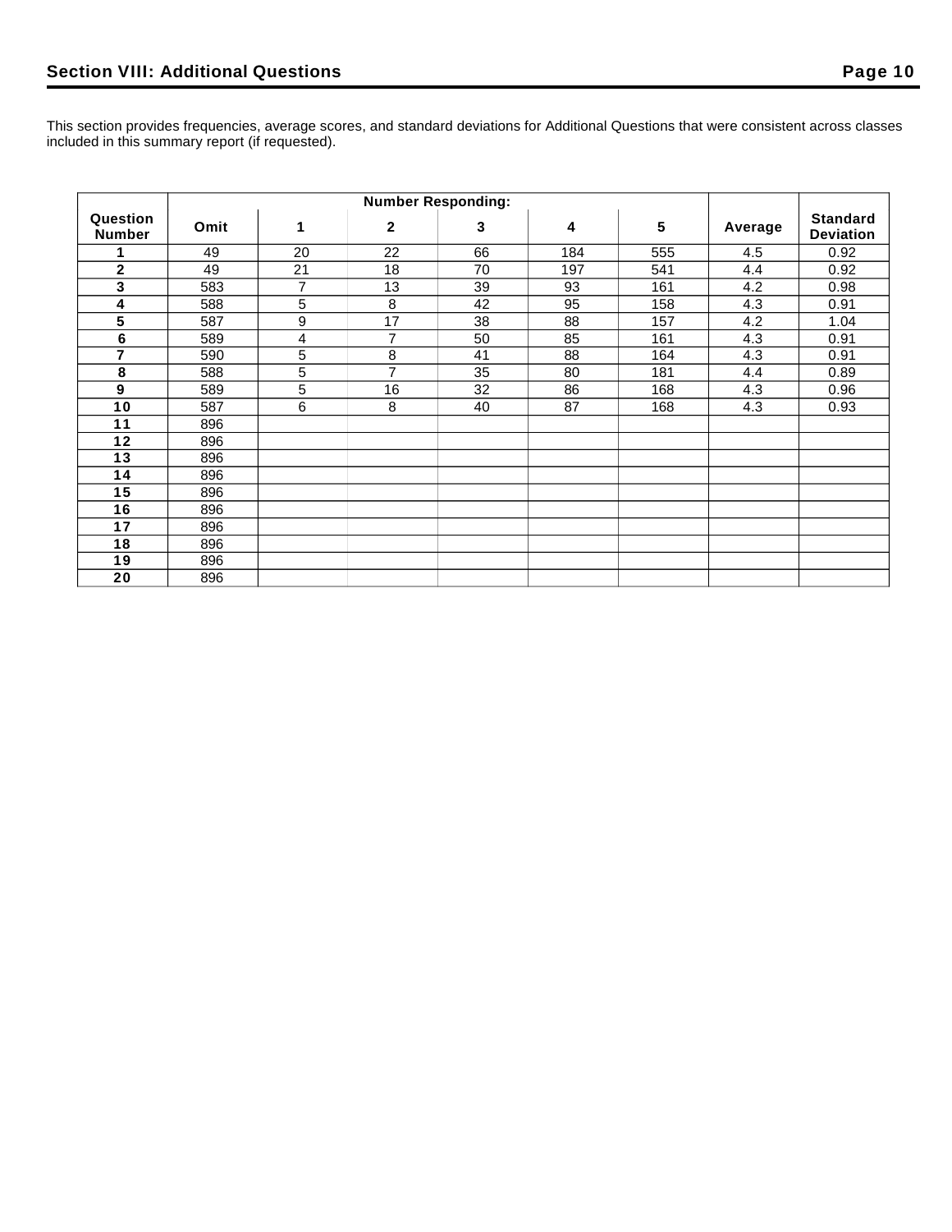## Section VIII: Additional Questions

This section provides frequencies, average scores, and standard deviations for Additional Questions that were consistent across classes included in this summary report (if requested).

| Question Number | Number Responding: | | | | | | Average | Standard Deviation |
|---|---|---|---|---|---|---|---|---|
| | Omit | 1 | 2 | 3 | 4 | 5 | | |
| 1 | 49 | 20 | 22 | 66 | 184 | 555 | 4.5 | 0.92 |
| 2 | 49 | 21 | 18 | 70 | 197 | 541 | 4.4 | 0.92 |
| 3 | 583 | 7 | 13 | 39 | 93 | 161 | 4.2 | 0.98 |
| 4 | 588 | 5 | 8 | 42 | 95 | 158 | 4.3 | 0.91 |
| 5 | 587 | 9 | 17 | 38 | 88 | 157 | 4.2 | 1.04 |
| 6 | 589 | 4 | 7 | 50 | 85 | 161 | 4.3 | 0.91 |
| 7 | 590 | 5 | 8 | 41 | 88 | 164 | 4.3 | 0.91 |
| 8 | 588 | 5 | 7 | 35 | 80 | 181 | 4.4 | 0.89 |
| 9 | 589 | 5 | 16 | 32 | 86 | 168 | 4.3 | 0.96 |
| 10 | 587 | 6 | 8 | 40 | 87 | 168 | 4.3 | 0.93 |
| 11 | 896 | | | | | | | |
| 12 | 896 | | | | | | | |
| 13 | 896 | | | | | | | |
| 14 | 896 | | | | | | | |
| 15 | 896 | | | | | | | |
| 16 | 896 | | | | | | | |
| 17 | 896 | | | | | | | |
| 18 | 896 | | | | | | | |
| 19 | 896 | | | | | | | |
| 20 | 896 | | | | | | | |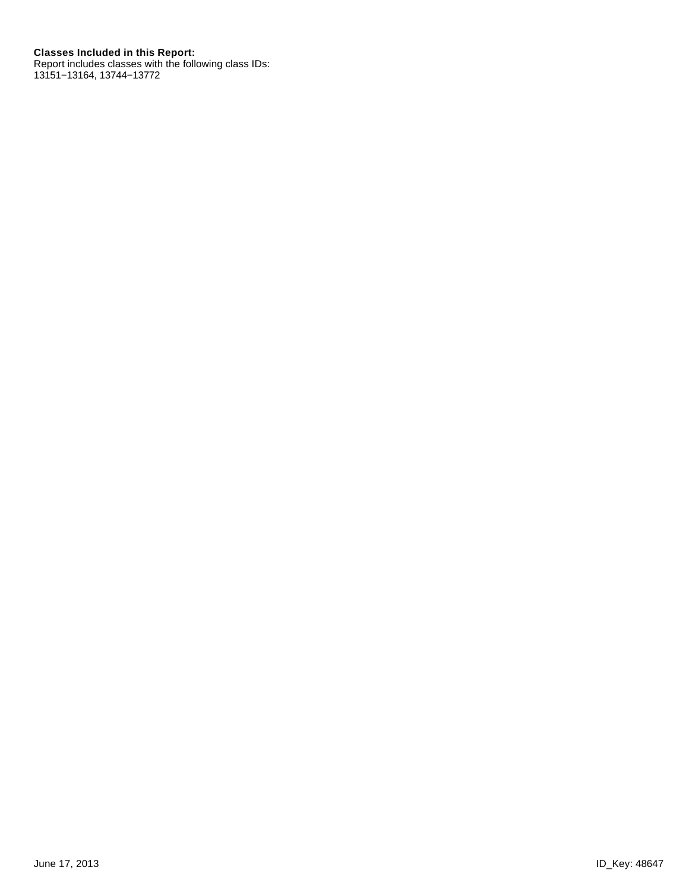**Classes Included in this Report:**

Report includes classes with the following class IDs:
13151−13164, 13744−13772